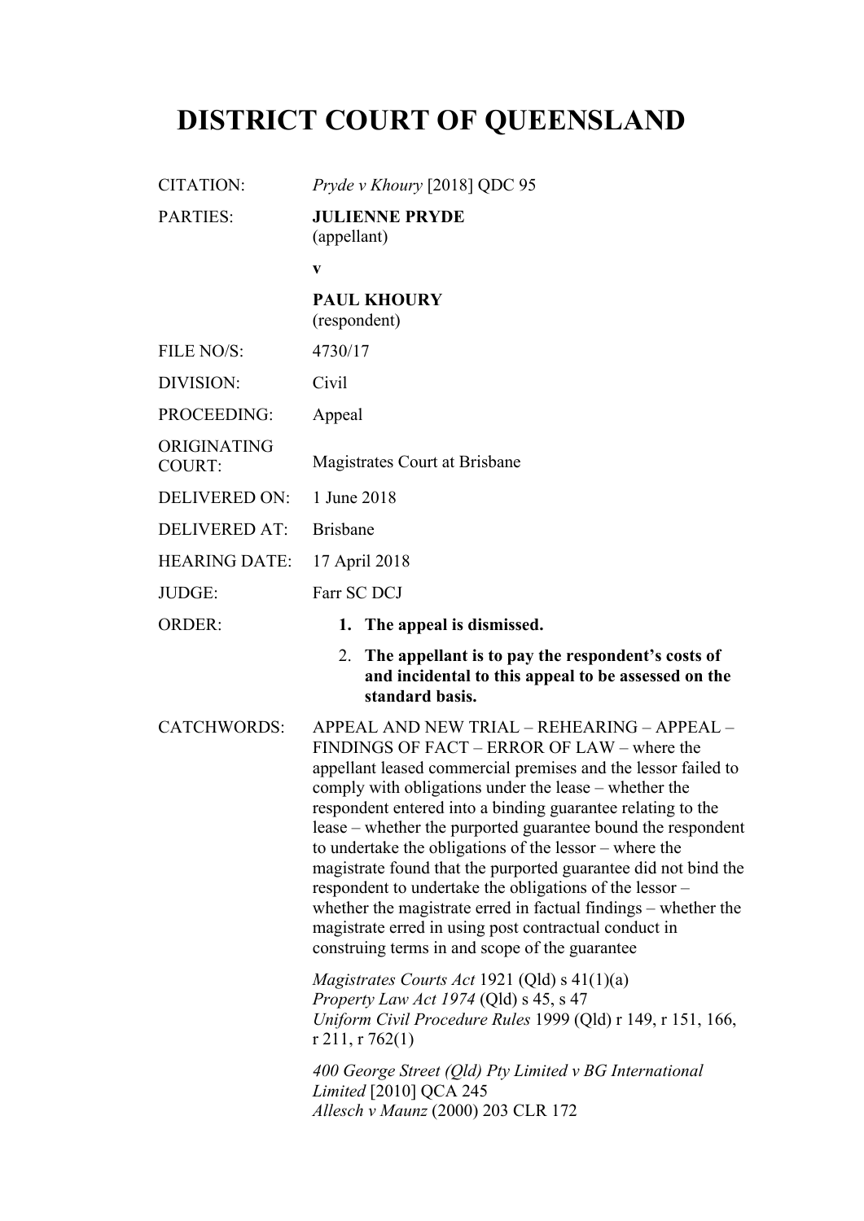# DISTRICT COURT OF QUEENSLAND

| | |
|---|---|
| CITATION: | *Pryde v Khoury* [2018] QDC 95 |
| PARTIES: | **JULIENNE PRYDE** (appellant) <br> **v** <br> **PAUL KHOURY** (respondent) |
| FILE NO/S: | 4730/17 |
| DIVISION: | Civil |
| PROCEEDING: | Appeal |
| ORIGINATING COURT: | Magistrates Court at Brisbane |
| DELIVERED ON: | 1 June 2018 |
| DELIVERED AT: | Brisbane |
| HEARING DATE: | 17 April 2018 |
| JUDGE: | Farr SC DCJ |
| ORDER: | **1. The appeal is dismissed.** <br> **2. The appellant is to pay the respondent's costs of and incidental to this appeal to be assessed on the standard basis.** |
| CATCHWORDS: | APPEAL AND NEW TRIAL – REHEARING – APPEAL – FINDINGS OF FACT – ERROR OF LAW – where the appellant leased commercial premises and the lessor failed to comply with obligations under the lease – whether the respondent entered into a binding guarantee relating to the lease – whether the purported guarantee bound the respondent to undertake the obligations of the lessor – where the magistrate found that the purported guarantee did not bind the respondent to undertake the obligations of the lessor – whether the magistrate erred in factual findings – whether the magistrate erred in using post contractual conduct in construing terms in and scope of the guarantee <br><br> *Magistrates Courts Act* 1921 (Qld) s 41(1)(a) <br> *Property Law Act 1974* (Qld) s 45, s 47 <br> *Uniform Civil Procedure Rules* 1999 (Qld) r 149, r 151, 166, r 211, r 762(1) <br><br> *400 George Street (Qld) Pty Limited v BG International Limited* [2010] QCA 245 <br> *Allesch v Maunz* (2000) 203 CLR 172 |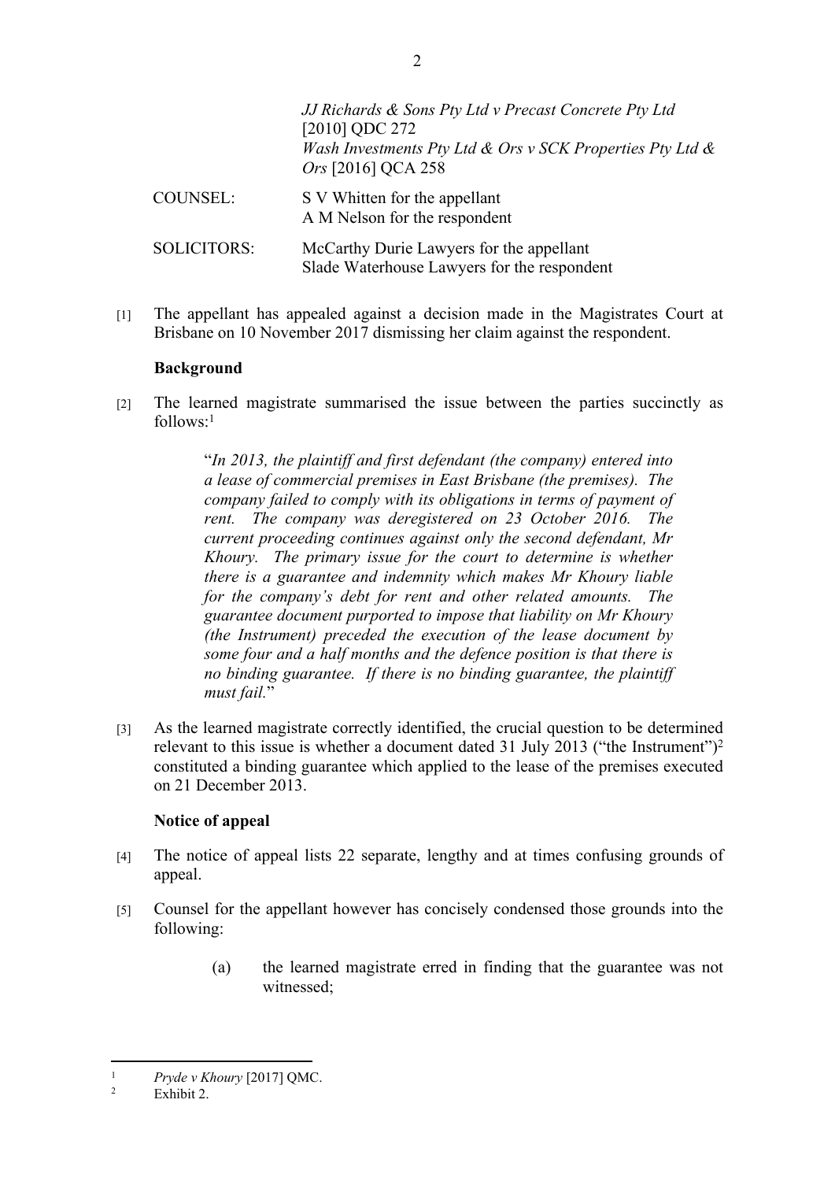*JJ Richards & Sons Pty Ltd v Precast Concrete Pty Ltd* [2010] QDC 272
*Wash Investments Pty Ltd & Ors v SCK Properties Pty Ltd & Ors* [2016] QCA 258

| | |
|---|---|
| COUNSEL: | S V Whitten for the appellant<br>A M Nelson for the respondent |
| SOLICITORS: | McCarthy Durie Lawyers for the appellant<br>Slade Waterhouse Lawyers for the respondent |

[1] The appellant has appealed against a decision made in the Magistrates Court at Brisbane on 10 November 2017 dismissing her claim against the respondent.

**Background**

[2] The learned magistrate summarised the issue between the parties succinctly as follows:[1]

> "*In 2013, the plaintiff and first defendant (the company) entered into a lease of commercial premises in East Brisbane (the premises). The company failed to comply with its obligations in terms of payment of rent. The company was deregistered on 23 October 2016. The current proceeding continues against only the second defendant, Mr Khoury. The primary issue for the court to determine is whether there is a guarantee and indemnity which makes Mr Khoury liable for the company's debt for rent and other related amounts. The guarantee document purported to impose that liability on Mr Khoury (the Instrument) preceded the execution of the lease document by some four and a half months and the defence position is that there is no binding guarantee. If there is no binding guarantee, the plaintiff must fail.*"

[3] As the learned magistrate correctly identified, the crucial question to be determined relevant to this issue is whether a document dated 31 July 2013 ("the Instrument")[2] constituted a binding guarantee which applied to the lease of the premises executed on 21 December 2013.

**Notice of appeal**

[4] The notice of appeal lists 22 separate, lengthy and at times confusing grounds of appeal.

[5] Counsel for the appellant however has concisely condensed those grounds into the following:

> (a) the learned magistrate erred in finding that the guarantee was not witnessed;

---

[1] *Pryde v Khoury* [2017] QMC.

[2] Exhibit 2.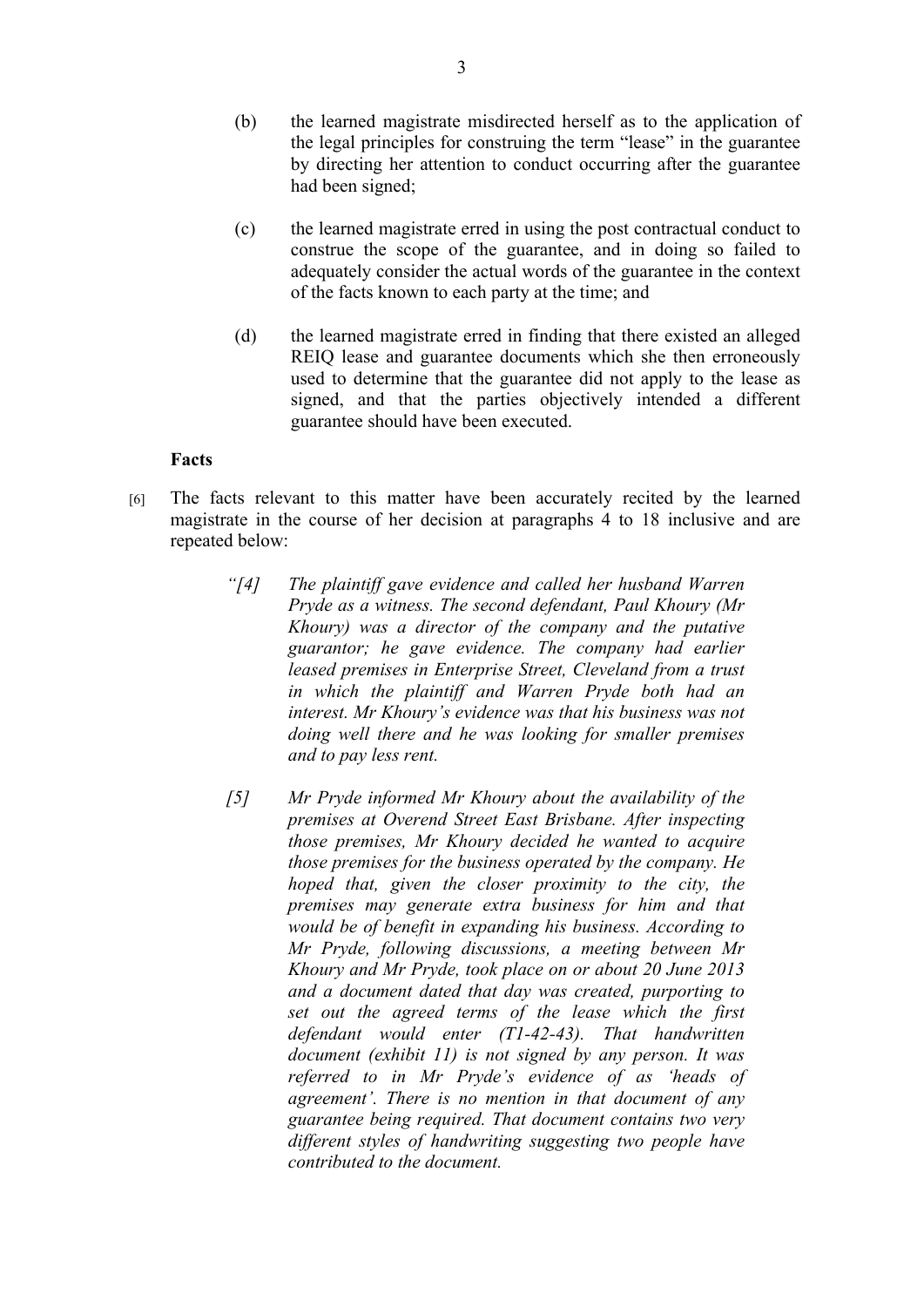(b) the learned magistrate misdirected herself as to the application of the legal principles for construing the term "lease" in the guarantee by directing her attention to conduct occurring after the guarantee had been signed;

(c) the learned magistrate erred in using the post contractual conduct to construe the scope of the guarantee, and in doing so failed to adequately consider the actual words of the guarantee in the context of the facts known to each party at the time; and

(d) the learned magistrate erred in finding that there existed an alleged REIQ lease and guarantee documents which she then erroneously used to determine that the guarantee did not apply to the lease as signed, and that the parties objectively intended a different guarantee should have been executed.

**Facts**

[6] The facts relevant to this matter have been accurately recited by the learned magistrate in the course of her decision at paragraphs 4 to 18 inclusive and are repeated below:

> *"[4] The plaintiff gave evidence and called her husband Warren Pryde as a witness. The second defendant, Paul Khoury (Mr Khoury) was a director of the company and the putative guarantor; he gave evidence. The company had earlier leased premises in Enterprise Street, Cleveland from a trust in which the plaintiff and Warren Pryde both had an interest. Mr Khoury's evidence was that his business was not doing well there and he was looking for smaller premises and to pay less rent.*
>
> *[5] Mr Pryde informed Mr Khoury about the availability of the premises at Overend Street East Brisbane. After inspecting those premises, Mr Khoury decided he wanted to acquire those premises for the business operated by the company. He hoped that, given the closer proximity to the city, the premises may generate extra business for him and that would be of benefit in expanding his business. According to Mr Pryde, following discussions, a meeting between Mr Khoury and Mr Pryde, took place on or about 20 June 2013 and a document dated that day was created, purporting to set out the agreed terms of the lease which the first defendant would enter (T1-42-43). That handwritten document (exhibit 11) is not signed by any person. It was referred to in Mr Pryde's evidence of as 'heads of agreement'. There is no mention in that document of any guarantee being required. That document contains two very different styles of handwriting suggesting two people have contributed to the document.*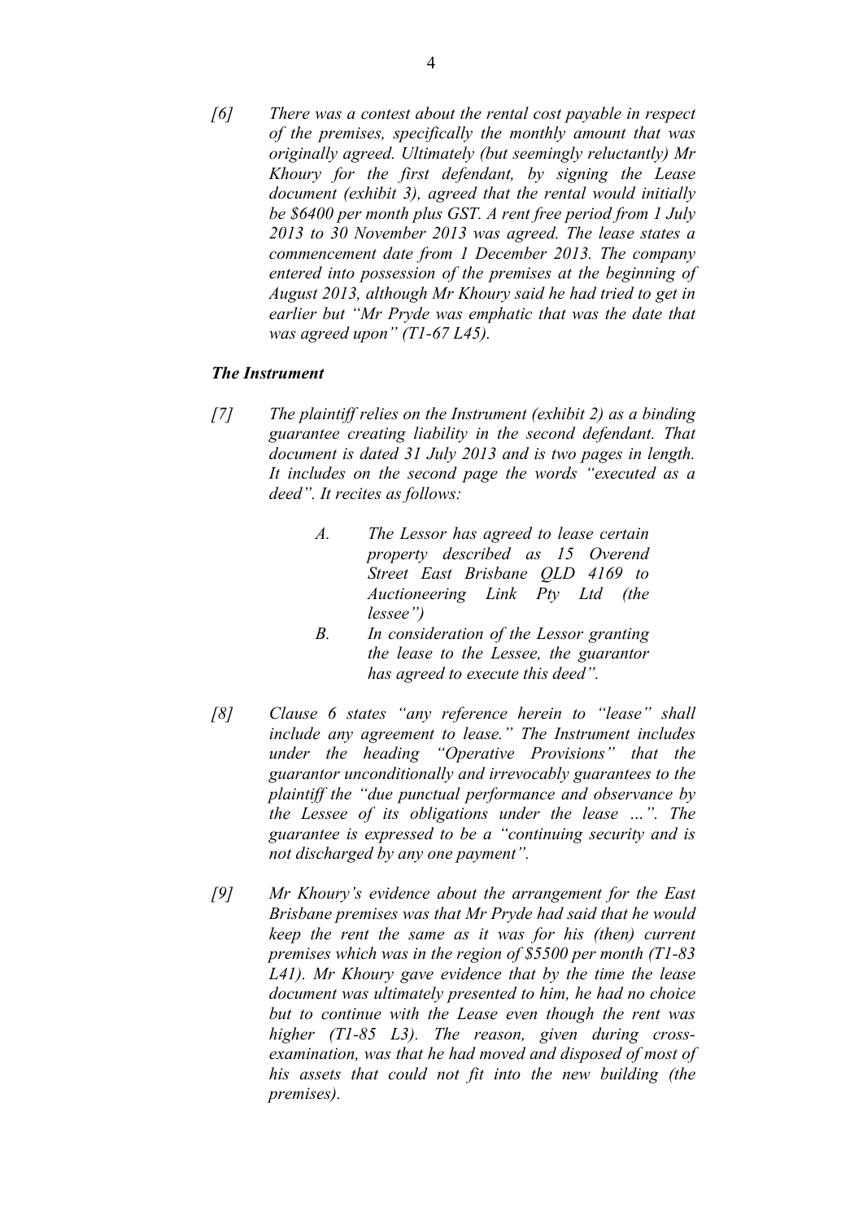*[6] There was a contest about the rental cost payable in respect of the premises, specifically the monthly amount that was originally agreed. Ultimately (but seemingly reluctantly) Mr Khoury for the first defendant, by signing the Lease document (exhibit 3), agreed that the rental would initially be $6400 per month plus GST. A rent free period from 1 July 2013 to 30 November 2013 was agreed. The lease states a commencement date from 1 December 2013. The company entered into possession of the premises at the beginning of August 2013, although Mr Khoury said he had tried to get in earlier but "Mr Pryde was emphatic that was the date that was agreed upon" (T1-67 L45).*

### *The Instrument*

*[7] The plaintiff relies on the Instrument (exhibit 2) as a binding guarantee creating liability in the second defendant. That document is dated 31 July 2013 and is two pages in length. It includes on the second page the words "executed as a deed". It recites as follows:*

> *A. The Lessor has agreed to lease certain property described as 15 Overend Street East Brisbane QLD 4169 to Auctioneering Link Pty Ltd (the lessee")*
>
> *B. In consideration of the Lessor granting the lease to the Lessee, the guarantor has agreed to execute this deed".*

*[8] Clause 6 states "any reference herein to "lease" shall include any agreement to lease." The Instrument includes under the heading "Operative Provisions" that the guarantor unconditionally and irrevocably guarantees to the plaintiff the "due punctual performance and observance by the Lessee of its obligations under the lease …". The guarantee is expressed to be a "continuing security and is not discharged by any one payment".*

*[9] Mr Khoury's evidence about the arrangement for the East Brisbane premises was that Mr Pryde had said that he would keep the rent the same as it was for his (then) current premises which was in the region of $5500 per month (T1-83 L41). Mr Khoury gave evidence that by the time the lease document was ultimately presented to him, he had no choice but to continue with the Lease even though the rent was higher (T1-85 L3). The reason, given during cross-examination, was that he had moved and disposed of most of his assets that could not fit into the new building (the premises).*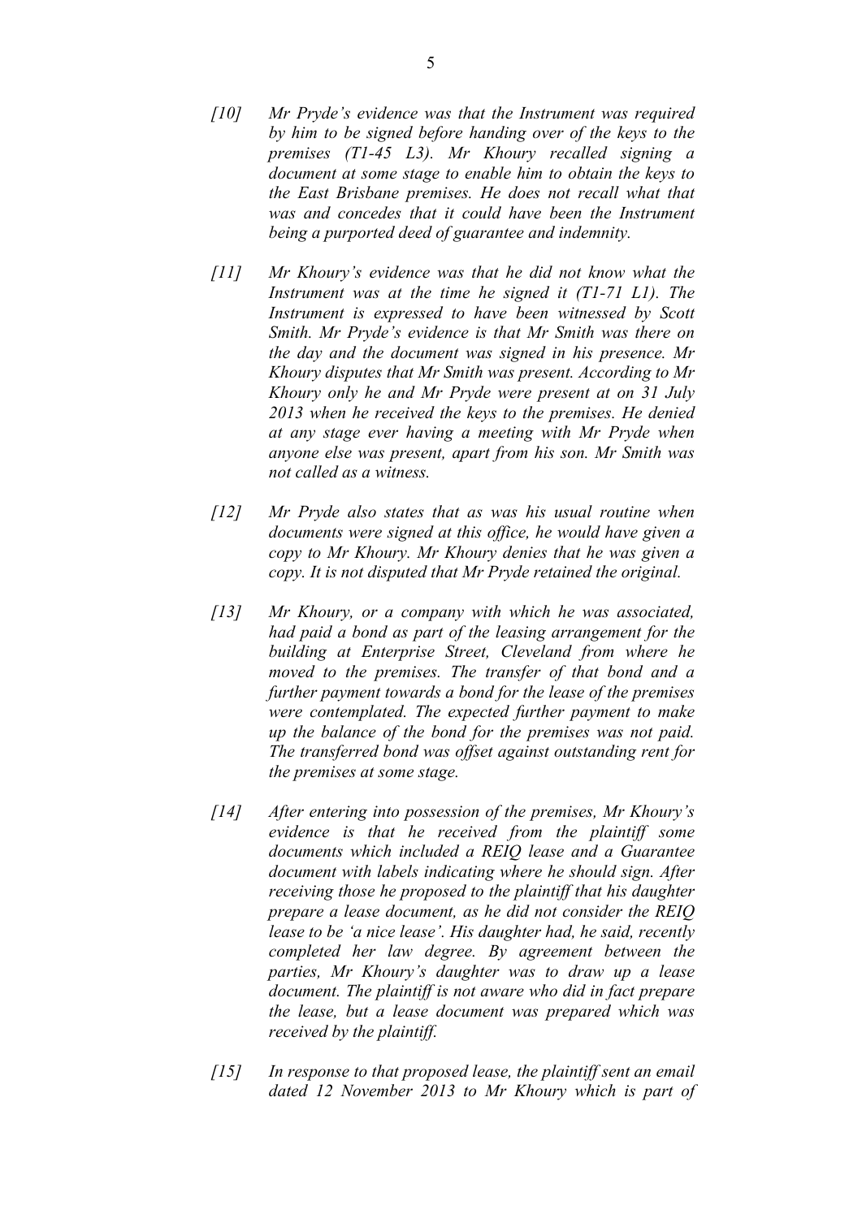*[10] Mr Pryde's evidence was that the Instrument was required by him to be signed before handing over of the keys to the premises (T1-45 L3). Mr Khoury recalled signing a document at some stage to enable him to obtain the keys to the East Brisbane premises. He does not recall what that was and concedes that it could have been the Instrument being a purported deed of guarantee and indemnity.*

*[11] Mr Khoury's evidence was that he did not know what the Instrument was at the time he signed it (T1-71 L1). The Instrument is expressed to have been witnessed by Scott Smith. Mr Pryde's evidence is that Mr Smith was there on the day and the document was signed in his presence. Mr Khoury disputes that Mr Smith was present. According to Mr Khoury only he and Mr Pryde were present at on 31 July 2013 when he received the keys to the premises. He denied at any stage ever having a meeting with Mr Pryde when anyone else was present, apart from his son. Mr Smith was not called as a witness.*

*[12] Mr Pryde also states that as was his usual routine when documents were signed at this office, he would have given a copy to Mr Khoury. Mr Khoury denies that he was given a copy. It is not disputed that Mr Pryde retained the original.*

*[13] Mr Khoury, or a company with which he was associated, had paid a bond as part of the leasing arrangement for the building at Enterprise Street, Cleveland from where he moved to the premises. The transfer of that bond and a further payment towards a bond for the lease of the premises were contemplated. The expected further payment to make up the balance of the bond for the premises was not paid. The transferred bond was offset against outstanding rent for the premises at some stage.*

*[14] After entering into possession of the premises, Mr Khoury's evidence is that he received from the plaintiff some documents which included a REIQ lease and a Guarantee document with labels indicating where he should sign. After receiving those he proposed to the plaintiff that his daughter prepare a lease document, as he did not consider the REIQ lease to be 'a nice lease'. His daughter had, he said, recently completed her law degree. By agreement between the parties, Mr Khoury's daughter was to draw up a lease document. The plaintiff is not aware who did in fact prepare the lease, but a lease document was prepared which was received by the plaintiff.*

*[15] In response to that proposed lease, the plaintiff sent an email dated 12 November 2013 to Mr Khoury which is part of*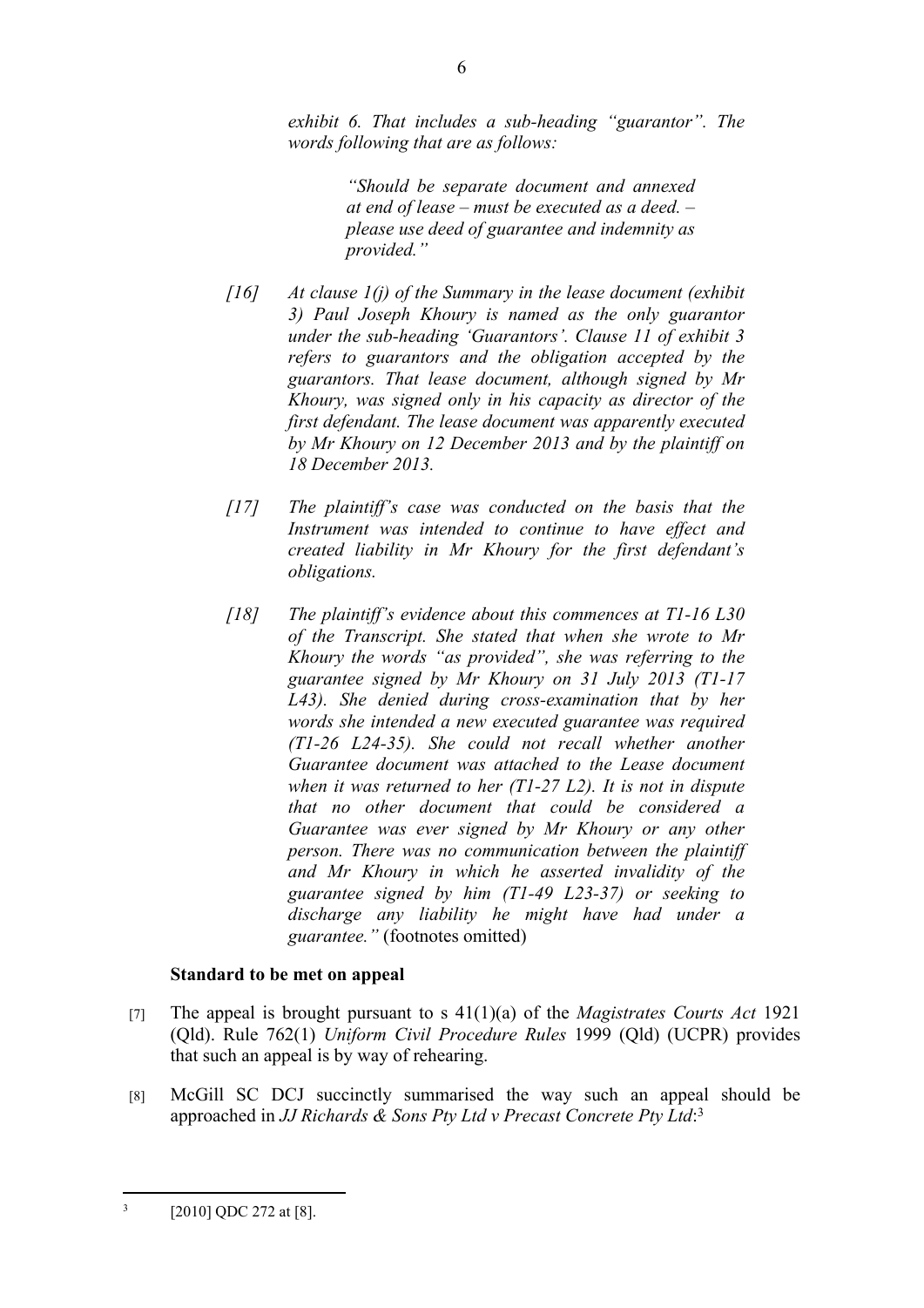> *exhibit 6. That includes a sub-heading "guarantor". The words following that are as follows:*
>
> > *"Should be separate document and annexed at end of lease – must be executed as a deed. – please use deed of guarantee and indemnity as provided."*
>
> *[16] At clause 1(j) of the Summary in the lease document (exhibit 3) Paul Joseph Khoury is named as the only guarantor under the sub-heading 'Guarantors'. Clause 11 of exhibit 3 refers to guarantors and the obligation accepted by the guarantors. That lease document, although signed by Mr Khoury, was signed only in his capacity as director of the first defendant. The lease document was apparently executed by Mr Khoury on 12 December 2013 and by the plaintiff on 18 December 2013.*
>
> *[17] The plaintiff's case was conducted on the basis that the Instrument was intended to continue to have effect and created liability in Mr Khoury for the first defendant's obligations.*
>
> *[18] The plaintiff's evidence about this commences at T1-16 L30 of the Transcript. She stated that when she wrote to Mr Khoury the words "as provided", she was referring to the guarantee signed by Mr Khoury on 31 July 2013 (T1-17 L43). She denied during cross-examination that by her words she intended a new executed guarantee was required (T1-26 L24-35). She could not recall whether another Guarantee document was attached to the Lease document when it was returned to her (T1-27 L2). It is not in dispute that no other document that could be considered a Guarantee was ever signed by Mr Khoury or any other person. There was no communication between the plaintiff and Mr Khoury in which he asserted invalidity of the guarantee signed by him (T1-49 L23-37) or seeking to discharge any liability he might have had under a guarantee."* (footnotes omitted)

**Standard to be met on appeal**

[7] The appeal is brought pursuant to s 41(1)(a) of the *Magistrates Courts Act* 1921 (Qld). Rule 762(1) *Uniform Civil Procedure Rules* 1999 (Qld) (UCPR) provides that such an appeal is by way of rehearing.

[8] McGill SC DCJ succinctly summarised the way such an appeal should be approached in *JJ Richards & Sons Pty Ltd v Precast Concrete Pty Ltd*:[3]

---

[3] [2010] QDC 272 at [8].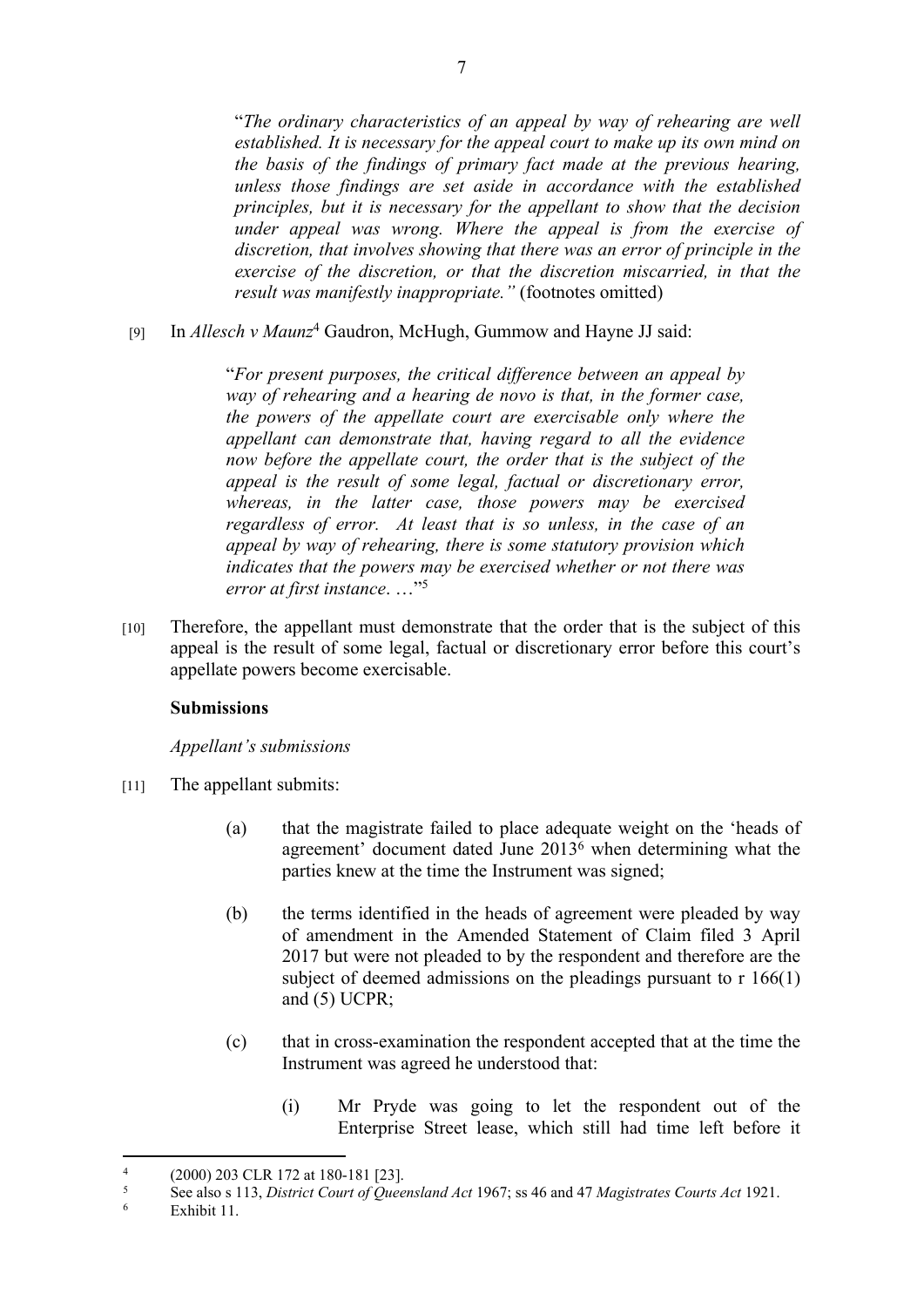"*The ordinary characteristics of an appeal by way of rehearing are well established. It is necessary for the appeal court to make up its own mind on the basis of the findings of primary fact made at the previous hearing, unless those findings are set aside in accordance with the established principles, but it is necessary for the appellant to show that the decision under appeal was wrong. Where the appeal is from the exercise of discretion, that involves showing that there was an error of principle in the exercise of the discretion, or that the discretion miscarried, in that the result was manifestly inappropriate."* (footnotes omitted)

[9] In *Allesch v Maunz*[4] Gaudron, McHugh, Gummow and Hayne JJ said:

"*For present purposes, the critical difference between an appeal by way of rehearing and a hearing de novo is that, in the former case, the powers of the appellate court are exercisable only where the appellant can demonstrate that, having regard to all the evidence now before the appellate court, the order that is the subject of the appeal is the result of some legal, factual or discretionary error, whereas, in the latter case, those powers may be exercised regardless of error. At least that is so unless, in the case of an appeal by way of rehearing, there is some statutory provision which indicates that the powers may be exercised whether or not there was error at first instance*. …"[5]

[10] Therefore, the appellant must demonstrate that the order that is the subject of this appeal is the result of some legal, factual or discretionary error before this court's appellate powers become exercisable.

**Submissions**

*Appellant's submissions*

[11] The appellant submits:

(a) that the magistrate failed to place adequate weight on the 'heads of agreement' document dated June 2013[6] when determining what the parties knew at the time the Instrument was signed;

(b) the terms identified in the heads of agreement were pleaded by way of amendment in the Amended Statement of Claim filed 3 April 2017 but were not pleaded to by the respondent and therefore are the subject of deemed admissions on the pleadings pursuant to r 166(1) and (5) UCPR;

(c) that in cross-examination the respondent accepted that at the time the Instrument was agreed he understood that:

(i) Mr Pryde was going to let the respondent out of the Enterprise Street lease, which still had time left before it

---

[4] (2000) 203 CLR 172 at 180-181 [23].

[5] See also s 113, *District Court of Queensland Act* 1967; ss 46 and 47 *Magistrates Courts Act* 1921.

[6] Exhibit 11.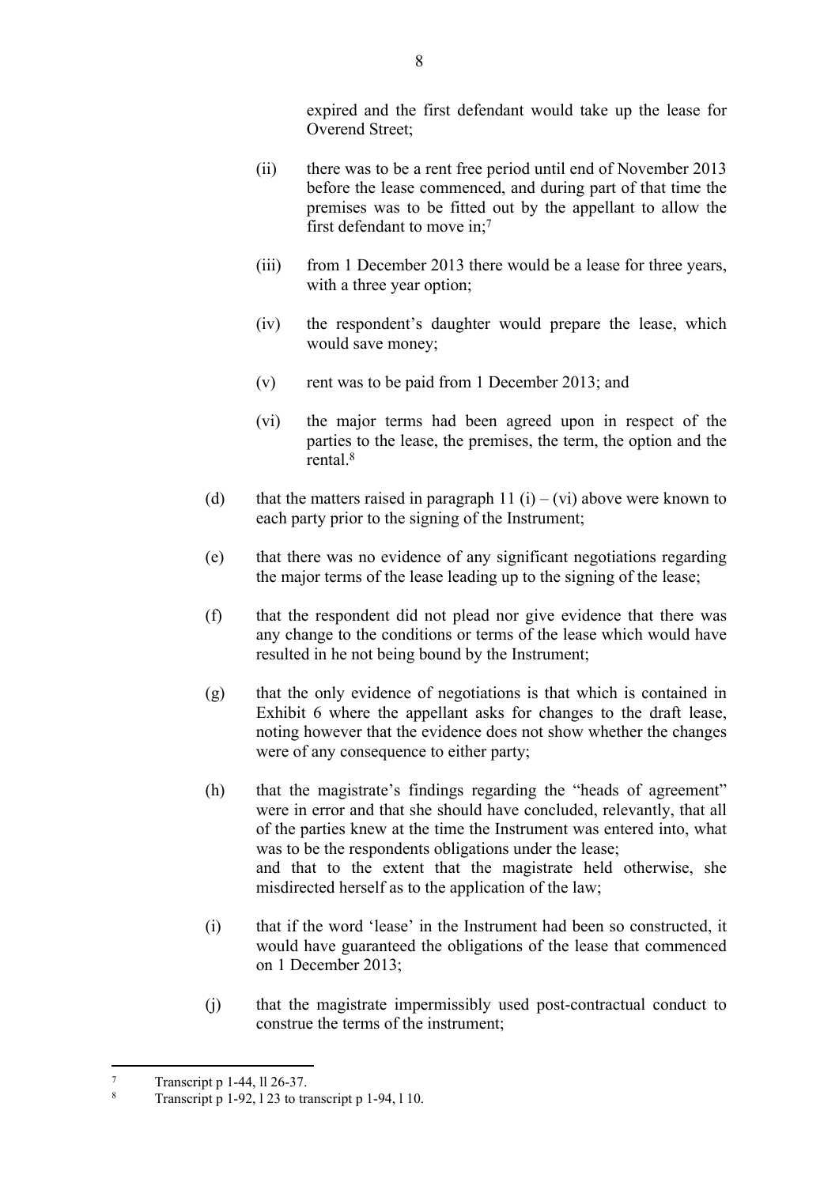expired and the first defendant would take up the lease for Overend Street;

(ii) there was to be a rent free period until end of November 2013 before the lease commenced, and during part of that time the premises was to be fitted out by the appellant to allow the first defendant to move in;[7]

(iii) from 1 December 2013 there would be a lease for three years, with a three year option;

(iv) the respondent's daughter would prepare the lease, which would save money;

(v) rent was to be paid from 1 December 2013; and

(vi) the major terms had been agreed upon in respect of the parties to the lease, the premises, the term, the option and the rental.[8]

(d) that the matters raised in paragraph 11 (i) – (vi) above were known to each party prior to the signing of the Instrument;

(e) that there was no evidence of any significant negotiations regarding the major terms of the lease leading up to the signing of the lease;

(f) that the respondent did not plead nor give evidence that there was any change to the conditions or terms of the lease which would have resulted in he not being bound by the Instrument;

(g) that the only evidence of negotiations is that which is contained in Exhibit 6 where the appellant asks for changes to the draft lease, noting however that the evidence does not show whether the changes were of any consequence to either party;

(h) that the magistrate's findings regarding the "heads of agreement" were in error and that she should have concluded, relevantly, that all of the parties knew at the time the Instrument was entered into, what was to be the respondents obligations under the lease;
and that to the extent that the magistrate held otherwise, she misdirected herself as to the application of the law;

(i) that if the word 'lease' in the Instrument had been so constructed, it would have guaranteed the obligations of the lease that commenced on 1 December 2013;

(j) that the magistrate impermissibly used post-contractual conduct to construe the terms of the instrument;

---

[7] Transcript p 1-44, ll 26-37.

[8] Transcript p 1-92, l 23 to transcript p 1-94, l 10.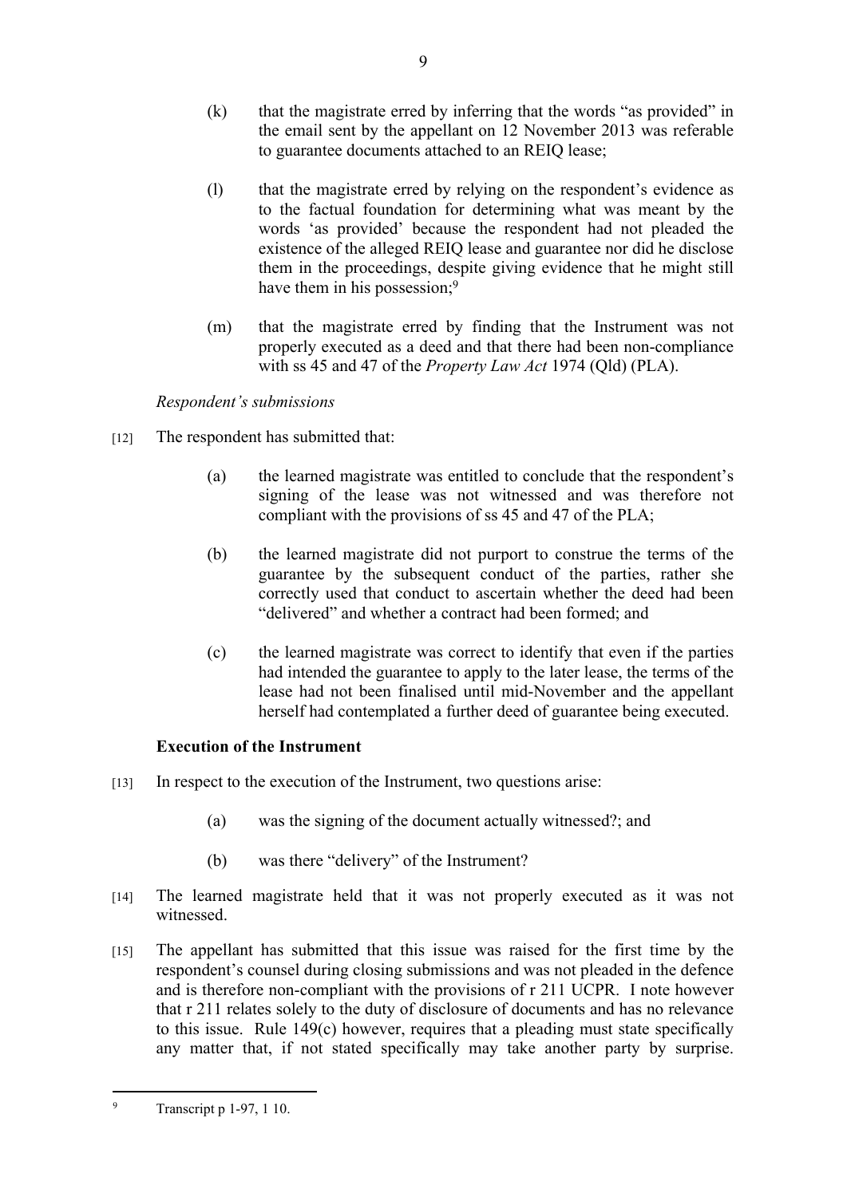(k) that the magistrate erred by inferring that the words "as provided" in the email sent by the appellant on 12 November 2013 was referable to guarantee documents attached to an REIQ lease;

(l) that the magistrate erred by relying on the respondent's evidence as to the factual foundation for determining what was meant by the words 'as provided' because the respondent had not pleaded the existence of the alleged REIQ lease and guarantee nor did he disclose them in the proceedings, despite giving evidence that he might still have them in his possession;[9]

(m) that the magistrate erred by finding that the Instrument was not properly executed as a deed and that there had been non-compliance with ss 45 and 47 of the *Property Law Act* 1974 (Qld) (PLA).

*Respondent's submissions*

[12] The respondent has submitted that:

(a) the learned magistrate was entitled to conclude that the respondent's signing of the lease was not witnessed and was therefore not compliant with the provisions of ss 45 and 47 of the PLA;

(b) the learned magistrate did not purport to construe the terms of the guarantee by the subsequent conduct of the parties, rather she correctly used that conduct to ascertain whether the deed had been "delivered" and whether a contract had been formed; and

(c) the learned magistrate was correct to identify that even if the parties had intended the guarantee to apply to the later lease, the terms of the lease had not been finalised until mid-November and the appellant herself had contemplated a further deed of guarantee being executed.

**Execution of the Instrument**

[13] In respect to the execution of the Instrument, two questions arise:

(a) was the signing of the document actually witnessed?; and

(b) was there "delivery" of the Instrument?

[14] The learned magistrate held that it was not properly executed as it was not witnessed.

[15] The appellant has submitted that this issue was raised for the first time by the respondent's counsel during closing submissions and was not pleaded in the defence and is therefore non-compliant with the provisions of r 211 UCPR. I note however that r 211 relates solely to the duty of disclosure of documents and has no relevance to this issue. Rule 149(c) however, requires that a pleading must state specifically any matter that, if not stated specifically may take another party by surprise.

---

[9] Transcript p 1-97, 1 10.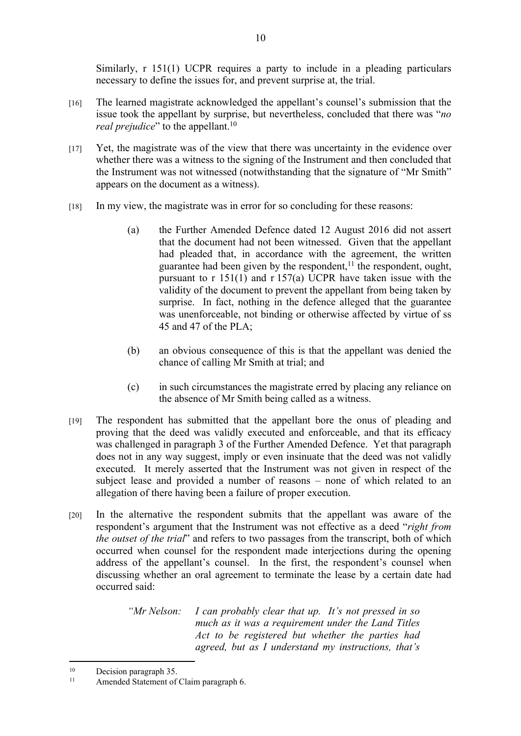Similarly, r 151(1) UCPR requires a party to include in a pleading particulars necessary to define the issues for, and prevent surprise at, the trial.

[16] The learned magistrate acknowledged the appellant's counsel's submission that the issue took the appellant by surprise, but nevertheless, concluded that there was "*no real prejudice*" to the appellant.[10]

[17] Yet, the magistrate was of the view that there was uncertainty in the evidence over whether there was a witness to the signing of the Instrument and then concluded that the Instrument was not witnessed (notwithstanding that the signature of "Mr Smith" appears on the document as a witness).

[18] In my view, the magistrate was in error for so concluding for these reasons:

> (a) the Further Amended Defence dated 12 August 2016 did not assert that the document had not been witnessed. Given that the appellant had pleaded that, in accordance with the agreement, the written guarantee had been given by the respondent,[11] the respondent, ought, pursuant to r 151(1) and r 157(a) UCPR have taken issue with the validity of the document to prevent the appellant from being taken by surprise. In fact, nothing in the defence alleged that the guarantee was unenforceable, not binding or otherwise affected by virtue of ss 45 and 47 of the PLA;
>
> (b) an obvious consequence of this is that the appellant was denied the chance of calling Mr Smith at trial; and
>
> (c) in such circumstances the magistrate erred by placing any reliance on the absence of Mr Smith being called as a witness.

[19] The respondent has submitted that the appellant bore the onus of pleading and proving that the deed was validly executed and enforceable, and that its efficacy was challenged in paragraph 3 of the Further Amended Defence. Yet that paragraph does not in any way suggest, imply or even insinuate that the deed was not validly executed. It merely asserted that the Instrument was not given in respect of the subject lease and provided a number of reasons – none of which related to an allegation of there having been a failure of proper execution.

[20] In the alternative the respondent submits that the appellant was aware of the respondent's argument that the Instrument was not effective as a deed "*right from the outset of the trial*" and refers to two passages from the transcript, both of which occurred when counsel for the respondent made interjections during the opening address of the appellant's counsel. In the first, the respondent's counsel when discussing whether an oral agreement to terminate the lease by a certain date had occurred said:

> *"Mr Nelson: I can probably clear that up. It's not pressed in so much as it was a requirement under the Land Titles Act to be registered but whether the parties had agreed, but as I understand my instructions, that's*

---

[10] Decision paragraph 35.

[11] Amended Statement of Claim paragraph 6.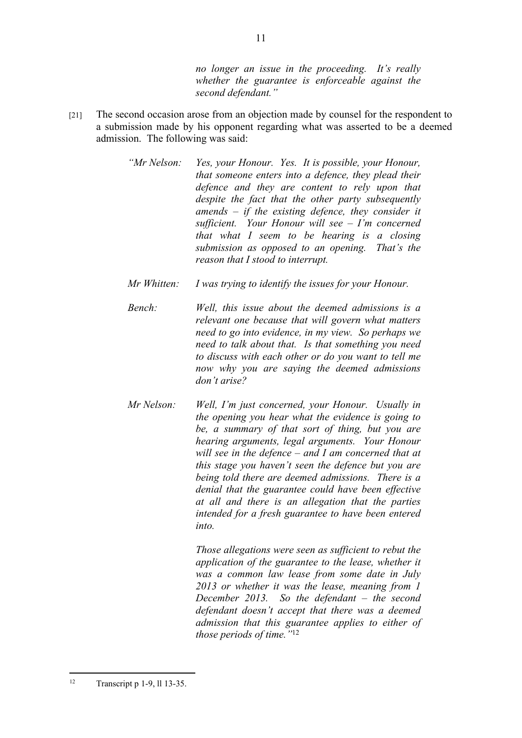*no longer an issue in the proceeding. It's really whether the guarantee is enforceable against the second defendant."*

[21] The second occasion arose from an objection made by counsel for the respondent to a submission made by his opponent regarding what was asserted to be a deemed admission. The following was said:

> *"Mr Nelson: Yes, your Honour. Yes. It is possible, your Honour, that someone enters into a defence, they plead their defence and they are content to rely upon that despite the fact that the other party subsequently amends – if the existing defence, they consider it sufficient. Your Honour will see – I'm concerned that what I seem to be hearing is a closing submission as opposed to an opening. That's the reason that I stood to interrupt.*
>
> *Mr Whitten: I was trying to identify the issues for your Honour.*
>
> *Bench: Well, this issue about the deemed admissions is a relevant one because that will govern what matters need to go into evidence, in my view. So perhaps we need to talk about that. Is that something you need to discuss with each other or do you want to tell me now why you are saying the deemed admissions don't arise?*
>
> *Mr Nelson: Well, I'm just concerned, your Honour. Usually in the opening you hear what the evidence is going to be, a summary of that sort of thing, but you are hearing arguments, legal arguments. Your Honour will see in the defence – and I am concerned that at this stage you haven't seen the defence but you are being told there are deemed admissions. There is a denial that the guarantee could have been effective at all and there is an allegation that the parties intended for a fresh guarantee to have been entered into.*
>
> *Those allegations were seen as sufficient to rebut the application of the guarantee to the lease, whether it was a common law lease from some date in July 2013 or whether it was the lease, meaning from 1 December 2013. So the defendant – the second defendant doesn't accept that there was a deemed admission that this guarantee applies to either of those periods of time."*[12]

[12] Transcript p 1-9, ll 13-35.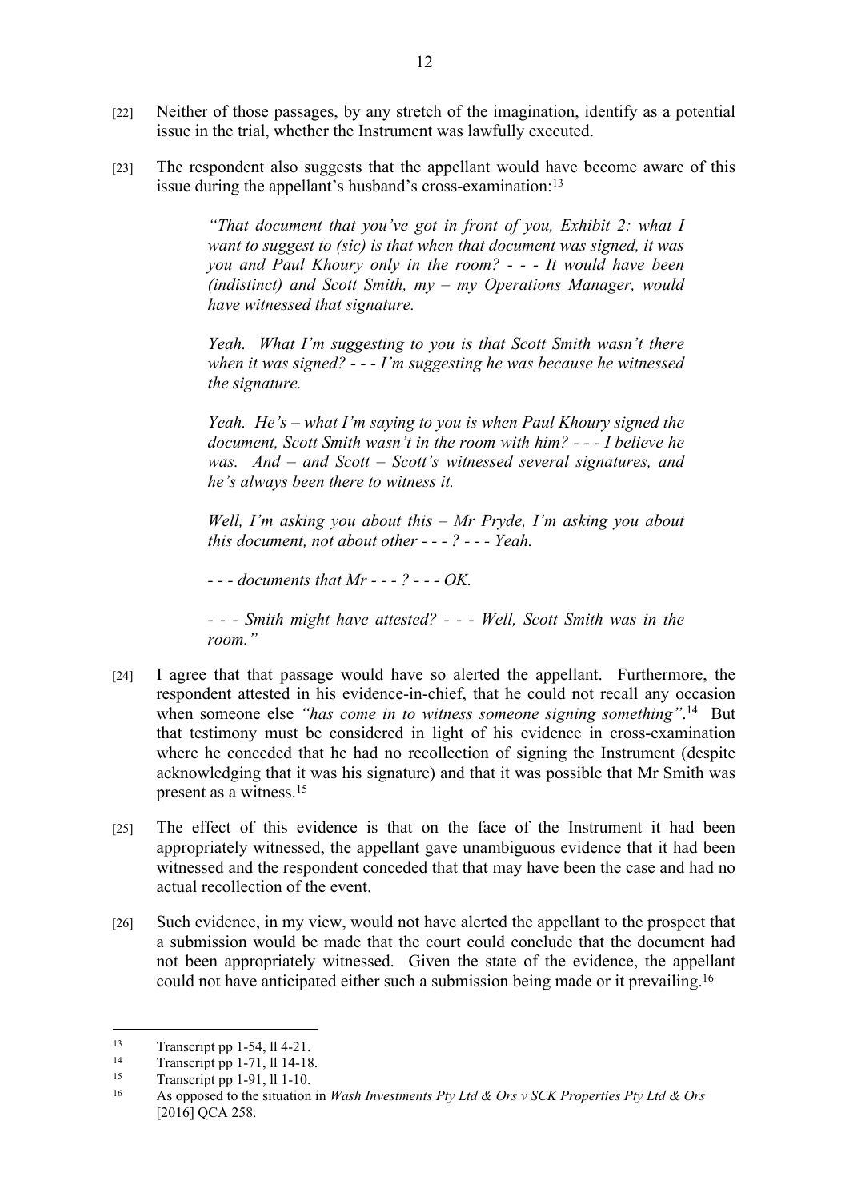[22] Neither of those passages, by any stretch of the imagination, identify as a potential issue in the trial, whether the Instrument was lawfully executed.

[23] The respondent also suggests that the appellant would have become aware of this issue during the appellant's husband's cross-examination:[13]

> *"That document that you've got in front of you, Exhibit 2: what I want to suggest to (sic) is that when that document was signed, it was you and Paul Khoury only in the room? - - - It would have been (indistinct) and Scott Smith, my – my Operations Manager, would have witnessed that signature.*
>
> *Yeah. What I'm suggesting to you is that Scott Smith wasn't there when it was signed? - - - I'm suggesting he was because he witnessed the signature.*
>
> *Yeah. He's – what I'm saying to you is when Paul Khoury signed the document, Scott Smith wasn't in the room with him? - - - I believe he was. And – and Scott – Scott's witnessed several signatures, and he's always been there to witness it.*
>
> *Well, I'm asking you about this – Mr Pryde, I'm asking you about this document, not about other - - - ? - - - Yeah.*
>
> *- - - documents that Mr - - - ? - - - OK.*
>
> *- - - Smith might have attested? - - - Well, Scott Smith was in the room."*

[24] I agree that that passage would have so alerted the appellant. Furthermore, the respondent attested in his evidence-in-chief, that he could not recall any occasion when someone else *"has come in to witness someone signing something"*.[14] But that testimony must be considered in light of his evidence in cross-examination where he conceded that he had no recollection of signing the Instrument (despite acknowledging that it was his signature) and that it was possible that Mr Smith was present as a witness.[15]

[25] The effect of this evidence is that on the face of the Instrument it had been appropriately witnessed, the appellant gave unambiguous evidence that it had been witnessed and the respondent conceded that that may have been the case and had no actual recollection of the event.

[26] Such evidence, in my view, would not have alerted the appellant to the prospect that a submission would be made that the court could conclude that the document had not been appropriately witnessed. Given the state of the evidence, the appellant could not have anticipated either such a submission being made or it prevailing.[16]

---

[13] Transcript pp 1-54, ll 4-21.

[14] Transcript pp 1-71, ll 14-18.

[15] Transcript pp 1-91, ll 1-10.

[16] As opposed to the situation in *Wash Investments Pty Ltd & Ors v SCK Properties Pty Ltd & Ors* [2016] QCA 258.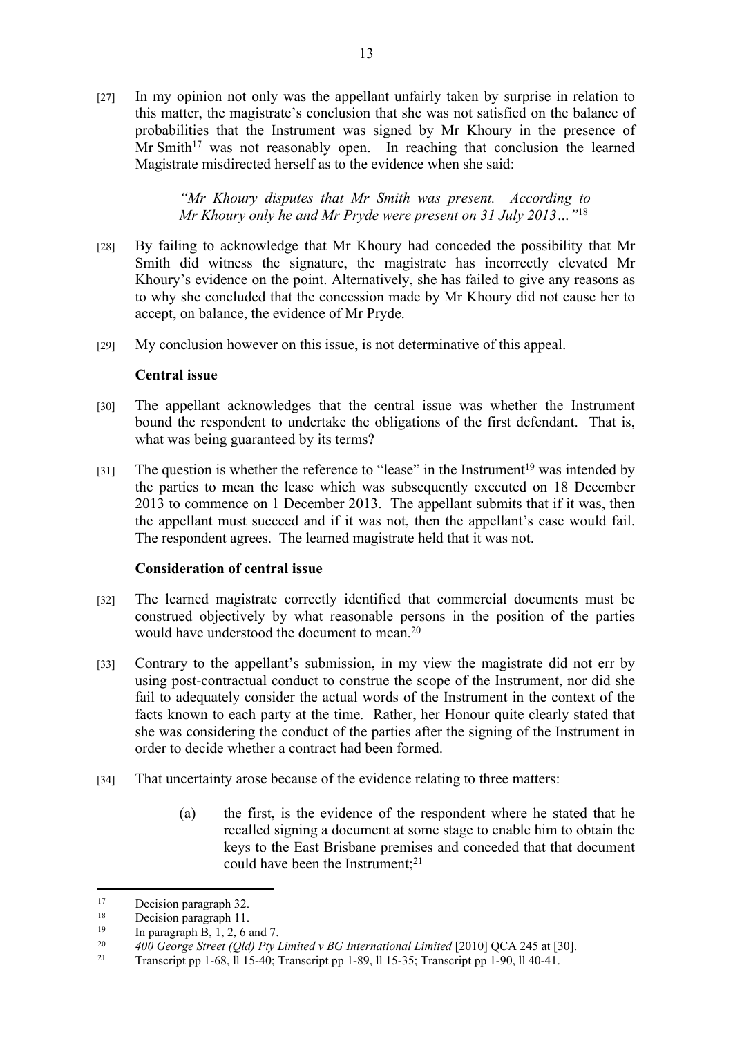[27] In my opinion not only was the appellant unfairly taken by surprise in relation to this matter, the magistrate's conclusion that she was not satisfied on the balance of probabilities that the Instrument was signed by Mr Khoury in the presence of Mr Smith[17] was not reasonably open. In reaching that conclusion the learned Magistrate misdirected herself as to the evidence when she said:

> *"Mr Khoury disputes that Mr Smith was present. According to Mr Khoury only he and Mr Pryde were present on 31 July 2013…"*[18]

[28] By failing to acknowledge that Mr Khoury had conceded the possibility that Mr Smith did witness the signature, the magistrate has incorrectly elevated Mr Khoury's evidence on the point. Alternatively, she has failed to give any reasons as to why she concluded that the concession made by Mr Khoury did not cause her to accept, on balance, the evidence of Mr Pryde.

[29] My conclusion however on this issue, is not determinative of this appeal.

**Central issue**

[30] The appellant acknowledges that the central issue was whether the Instrument bound the respondent to undertake the obligations of the first defendant. That is, what was being guaranteed by its terms?

[31] The question is whether the reference to "lease" in the Instrument[19] was intended by the parties to mean the lease which was subsequently executed on 18 December 2013 to commence on 1 December 2013. The appellant submits that if it was, then the appellant must succeed and if it was not, then the appellant's case would fail. The respondent agrees. The learned magistrate held that it was not.

**Consideration of central issue**

[32] The learned magistrate correctly identified that commercial documents must be construed objectively by what reasonable persons in the position of the parties would have understood the document to mean.[20]

[33] Contrary to the appellant's submission, in my view the magistrate did not err by using post-contractual conduct to construe the scope of the Instrument, nor did she fail to adequately consider the actual words of the Instrument in the context of the facts known to each party at the time. Rather, her Honour quite clearly stated that she was considering the conduct of the parties after the signing of the Instrument in order to decide whether a contract had been formed.

[34] That uncertainty arose because of the evidence relating to three matters:

> (a) the first, is the evidence of the respondent where he stated that he recalled signing a document at some stage to enable him to obtain the keys to the East Brisbane premises and conceded that that document could have been the Instrument;[21]

---

[17] Decision paragraph 32.

[18] Decision paragraph 11.

[19] In paragraph B, 1, 2, 6 and 7.

[20] *400 George Street (Qld) Pty Limited v BG International Limited* [2010] QCA 245 at [30].

[21] Transcript pp 1-68, ll 15-40; Transcript pp 1-89, ll 15-35; Transcript pp 1-90, ll 40-41.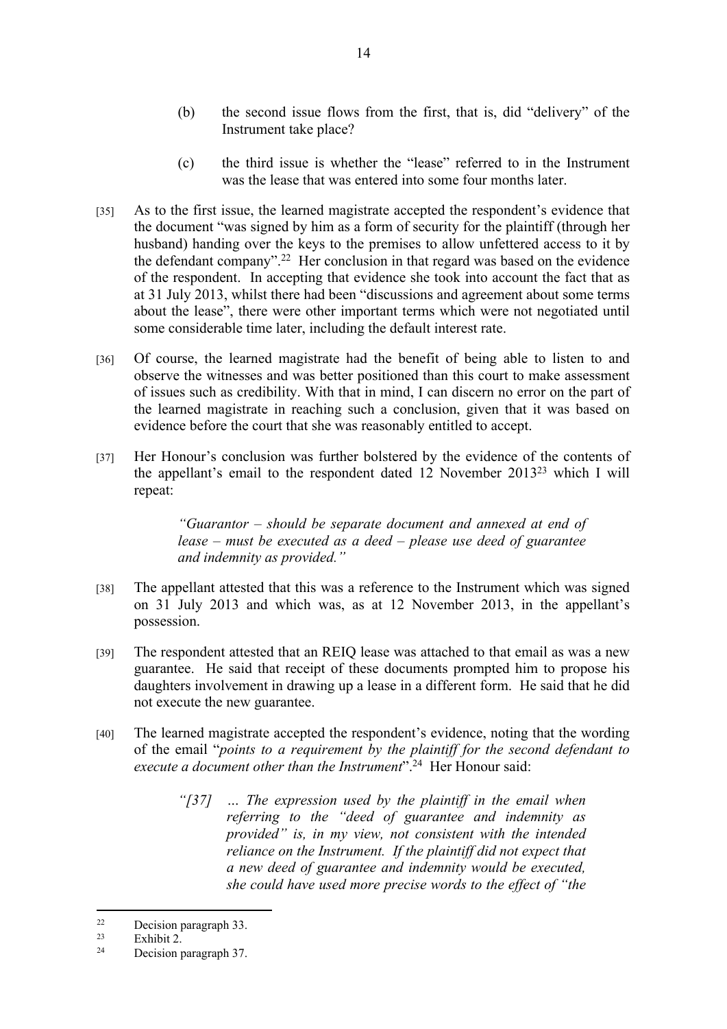(b) the second issue flows from the first, that is, did "delivery" of the Instrument take place?

(c) the third issue is whether the "lease" referred to in the Instrument was the lease that was entered into some four months later.

[35] As to the first issue, the learned magistrate accepted the respondent's evidence that the document "was signed by him as a form of security for the plaintiff (through her husband) handing over the keys to the premises to allow unfettered access to it by the defendant company".[22] Her conclusion in that regard was based on the evidence of the respondent. In accepting that evidence she took into account the fact that as at 31 July 2013, whilst there had been "discussions and agreement about some terms about the lease", there were other important terms which were not negotiated until some considerable time later, including the default interest rate.

[36] Of course, the learned magistrate had the benefit of being able to listen to and observe the witnesses and was better positioned than this court to make assessment of issues such as credibility. With that in mind, I can discern no error on the part of the learned magistrate in reaching such a conclusion, given that it was based on evidence before the court that she was reasonably entitled to accept.

[37] Her Honour's conclusion was further bolstered by the evidence of the contents of the appellant's email to the respondent dated 12 November 2013[23] which I will repeat:

> *"Guarantor – should be separate document and annexed at end of lease – must be executed as a deed – please use deed of guarantee and indemnity as provided."*

[38] The appellant attested that this was a reference to the Instrument which was signed on 31 July 2013 and which was, as at 12 November 2013, in the appellant's possession.

[39] The respondent attested that an REIQ lease was attached to that email as was a new guarantee. He said that receipt of these documents prompted him to propose his daughters involvement in drawing up a lease in a different form. He said that he did not execute the new guarantee.

[40] The learned magistrate accepted the respondent's evidence, noting that the wording of the email "*points to a requirement by the plaintiff for the second defendant to execute a document other than the Instrument*".[24] Her Honour said:

> *"[37] … The expression used by the plaintiff in the email when referring to the "deed of guarantee and indemnity as provided" is, in my view, not consistent with the intended reliance on the Instrument. If the plaintiff did not expect that a new deed of guarantee and indemnity would be executed, she could have used more precise words to the effect of "the*

---

[22] Decision paragraph 33.

[23] Exhibit 2.

[24] Decision paragraph 37.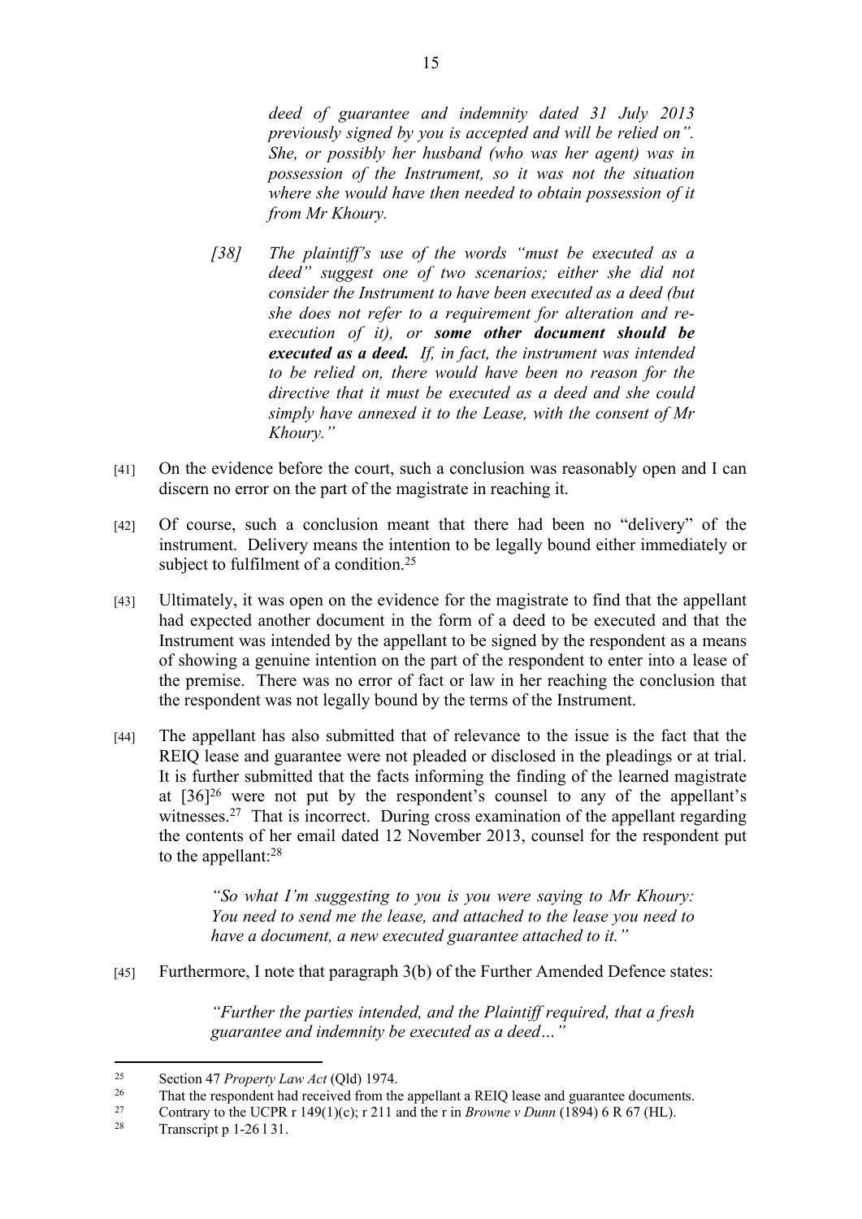*deed of guarantee and indemnity dated 31 July 2013 previously signed by you is accepted and will be relied on". She, or possibly her husband (who was her agent) was in possession of the Instrument, so it was not the situation where she would have then needed to obtain possession of it from Mr Khoury.*

> *[38] The plaintiff's use of the words "must be executed as a deed" suggest one of two scenarios; either she did not consider the Instrument to have been executed as a deed (but she does not refer to a requirement for alteration and re-execution of it), or* ***some other document should be executed as a deed.*** *If, in fact, the instrument was intended to be relied on, there would have been no reason for the directive that it must be executed as a deed and she could simply have annexed it to the Lease, with the consent of Mr Khoury."*

[41] On the evidence before the court, such a conclusion was reasonably open and I can discern no error on the part of the magistrate in reaching it.

[42] Of course, such a conclusion meant that there had been no "delivery" of the instrument. Delivery means the intention to be legally bound either immediately or subject to fulfilment of a condition.[25]

[43] Ultimately, it was open on the evidence for the magistrate to find that the appellant had expected another document in the form of a deed to be executed and that the Instrument was intended by the appellant to be signed by the respondent as a means of showing a genuine intention on the part of the respondent to enter into a lease of the premise. There was no error of fact or law in her reaching the conclusion that the respondent was not legally bound by the terms of the Instrument.

[44] The appellant has also submitted that of relevance to the issue is the fact that the REIQ lease and guarantee were not pleaded or disclosed in the pleadings or at trial. It is further submitted that the facts informing the finding of the learned magistrate at [36][26] were not put by the respondent's counsel to any of the appellant's witnesses.[27] That is incorrect. During cross examination of the appellant regarding the contents of her email dated 12 November 2013, counsel for the respondent put to the appellant:[28]

> *"So what I'm suggesting to you is you were saying to Mr Khoury: You need to send me the lease, and attached to the lease you need to have a document, a new executed guarantee attached to it."*

[45] Furthermore, I note that paragraph 3(b) of the Further Amended Defence states:

> *"Further the parties intended, and the Plaintiff required, that a fresh guarantee and indemnity be executed as a deed…"*

---

[25] Section 47 *Property Law Act* (Qld) 1974.

[26] That the respondent had received from the appellant a REIQ lease and guarantee documents.

[27] Contrary to the UCPR r 149(1)(c); r 211 and the r in *Browne v Dunn* (1894) 6 R 67 (HL).

[28] Transcript p 1-26 l 31.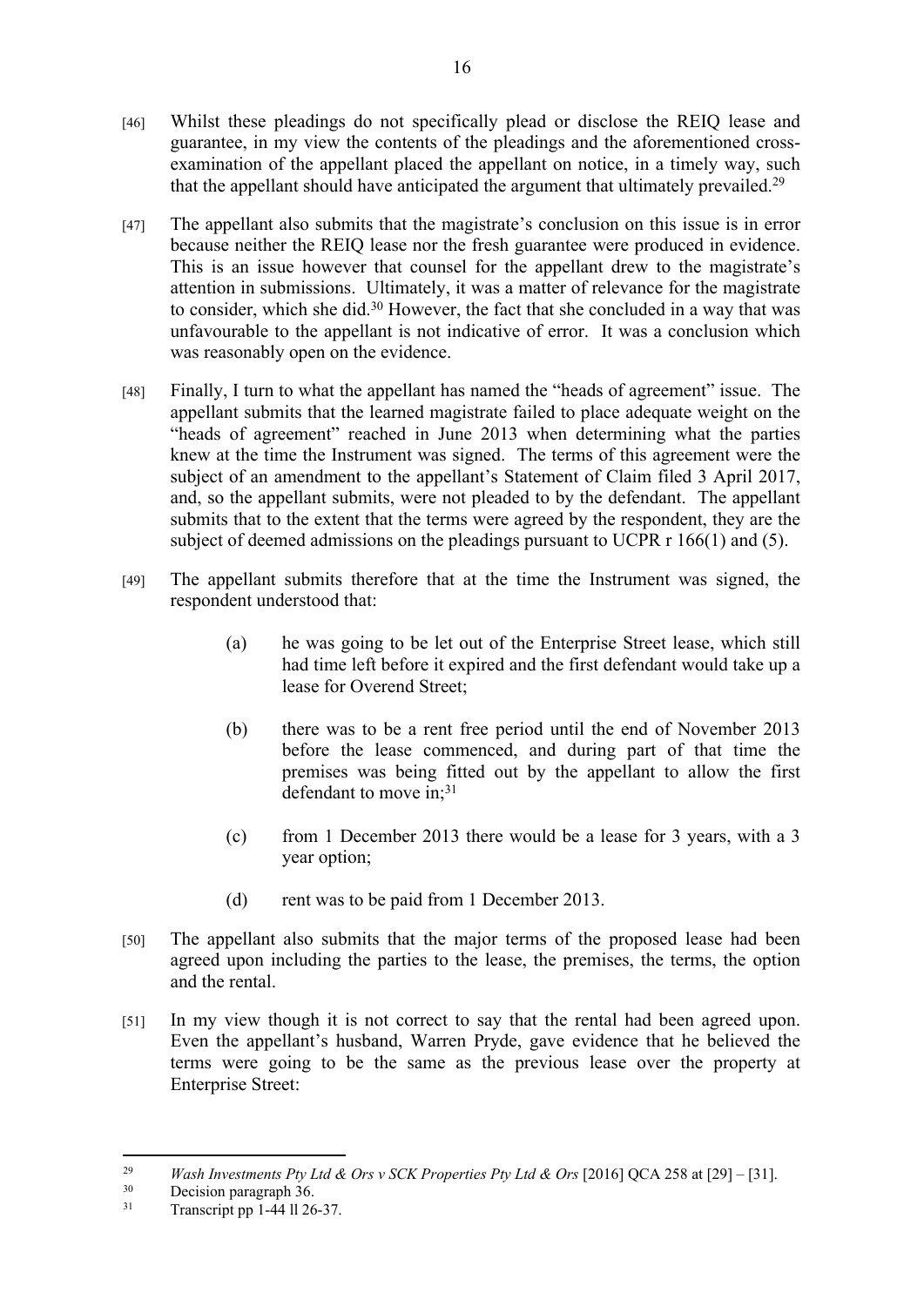[46] Whilst these pleadings do not specifically plead or disclose the REIQ lease and guarantee, in my view the contents of the pleadings and the aforementioned cross-examination of the appellant placed the appellant on notice, in a timely way, such that the appellant should have anticipated the argument that ultimately prevailed.[29]

[47] The appellant also submits that the magistrate's conclusion on this issue is in error because neither the REIQ lease nor the fresh guarantee were produced in evidence. This is an issue however that counsel for the appellant drew to the magistrate's attention in submissions. Ultimately, it was a matter of relevance for the magistrate to consider, which she did.[30] However, the fact that she concluded in a way that was unfavourable to the appellant is not indicative of error. It was a conclusion which was reasonably open on the evidence.

[48] Finally, I turn to what the appellant has named the "heads of agreement" issue. The appellant submits that the learned magistrate failed to place adequate weight on the "heads of agreement" reached in June 2013 when determining what the parties knew at the time the Instrument was signed. The terms of this agreement were the subject of an amendment to the appellant's Statement of Claim filed 3 April 2017, and, so the appellant submits, were not pleaded to by the defendant. The appellant submits that to the extent that the terms were agreed by the respondent, they are the subject of deemed admissions on the pleadings pursuant to UCPR r 166(1) and (5).

[49] The appellant submits therefore that at the time the Instrument was signed, the respondent understood that:

> (a) he was going to be let out of the Enterprise Street lease, which still had time left before it expired and the first defendant would take up a lease for Overend Street;
>
> (b) there was to be a rent free period until the end of November 2013 before the lease commenced, and during part of that time the premises was being fitted out by the appellant to allow the first defendant to move in;[31]
>
> (c) from 1 December 2013 there would be a lease for 3 years, with a 3 year option;
>
> (d) rent was to be paid from 1 December 2013.

[50] The appellant also submits that the major terms of the proposed lease had been agreed upon including the parties to the lease, the premises, the terms, the option and the rental.

[51] In my view though it is not correct to say that the rental had been agreed upon. Even the appellant's husband, Warren Pryde, gave evidence that he believed the terms were going to be the same as the previous lease over the property at Enterprise Street:

---

[29] *Wash Investments Pty Ltd & Ors v SCK Properties Pty Ltd & Ors* [2016] QCA 258 at [29] – [31].

[30] Decision paragraph 36.

[31] Transcript pp 1-44 ll 26-37.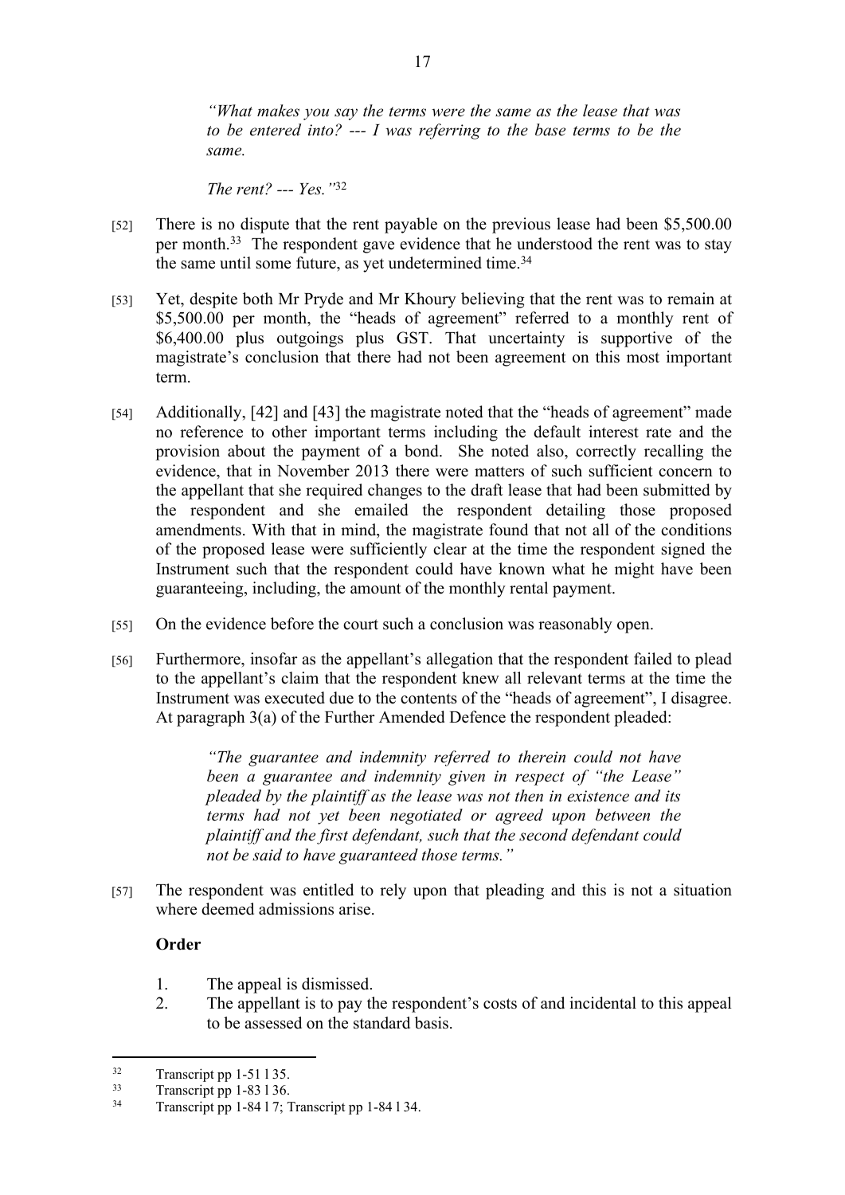> *"What makes you say the terms were the same as the lease that was to be entered into? --- I was referring to the base terms to be the same.*
>
> *The rent? --- Yes."*[32]

[52] There is no dispute that the rent payable on the previous lease had been $5,500.00 per month.[33] The respondent gave evidence that he understood the rent was to stay the same until some future, as yet undetermined time.[34]

[53] Yet, despite both Mr Pryde and Mr Khoury believing that the rent was to remain at $5,500.00 per month, the "heads of agreement" referred to a monthly rent of $6,400.00 plus outgoings plus GST. That uncertainty is supportive of the magistrate's conclusion that there had not been agreement on this most important term.

[54] Additionally, [42] and [43] the magistrate noted that the "heads of agreement" made no reference to other important terms including the default interest rate and the provision about the payment of a bond. She noted also, correctly recalling the evidence, that in November 2013 there were matters of such sufficient concern to the appellant that she required changes to the draft lease that had been submitted by the respondent and she emailed the respondent detailing those proposed amendments. With that in mind, the magistrate found that not all of the conditions of the proposed lease were sufficiently clear at the time the respondent signed the Instrument such that the respondent could have known what he might have been guaranteeing, including, the amount of the monthly rental payment.

[55] On the evidence before the court such a conclusion was reasonably open.

[56] Furthermore, insofar as the appellant's allegation that the respondent failed to plead to the appellant's claim that the respondent knew all relevant terms at the time the Instrument was executed due to the contents of the "heads of agreement", I disagree. At paragraph 3(a) of the Further Amended Defence the respondent pleaded:

> *"The guarantee and indemnity referred to therein could not have been a guarantee and indemnity given in respect of "the Lease" pleaded by the plaintiff as the lease was not then in existence and its terms had not yet been negotiated or agreed upon between the plaintiff and the first defendant, such that the second defendant could not be said to have guaranteed those terms."*

[57] The respondent was entitled to rely upon that pleading and this is not a situation where deemed admissions arise.

## Order

1. The appeal is dismissed.
2. The appellant is to pay the respondent's costs of and incidental to this appeal to be assessed on the standard basis.

---

[32] Transcript pp 1-51 l 35.
[33] Transcript pp 1-83 l 36.
[34] Transcript pp 1-84 l 7; Transcript pp 1-84 l 34.